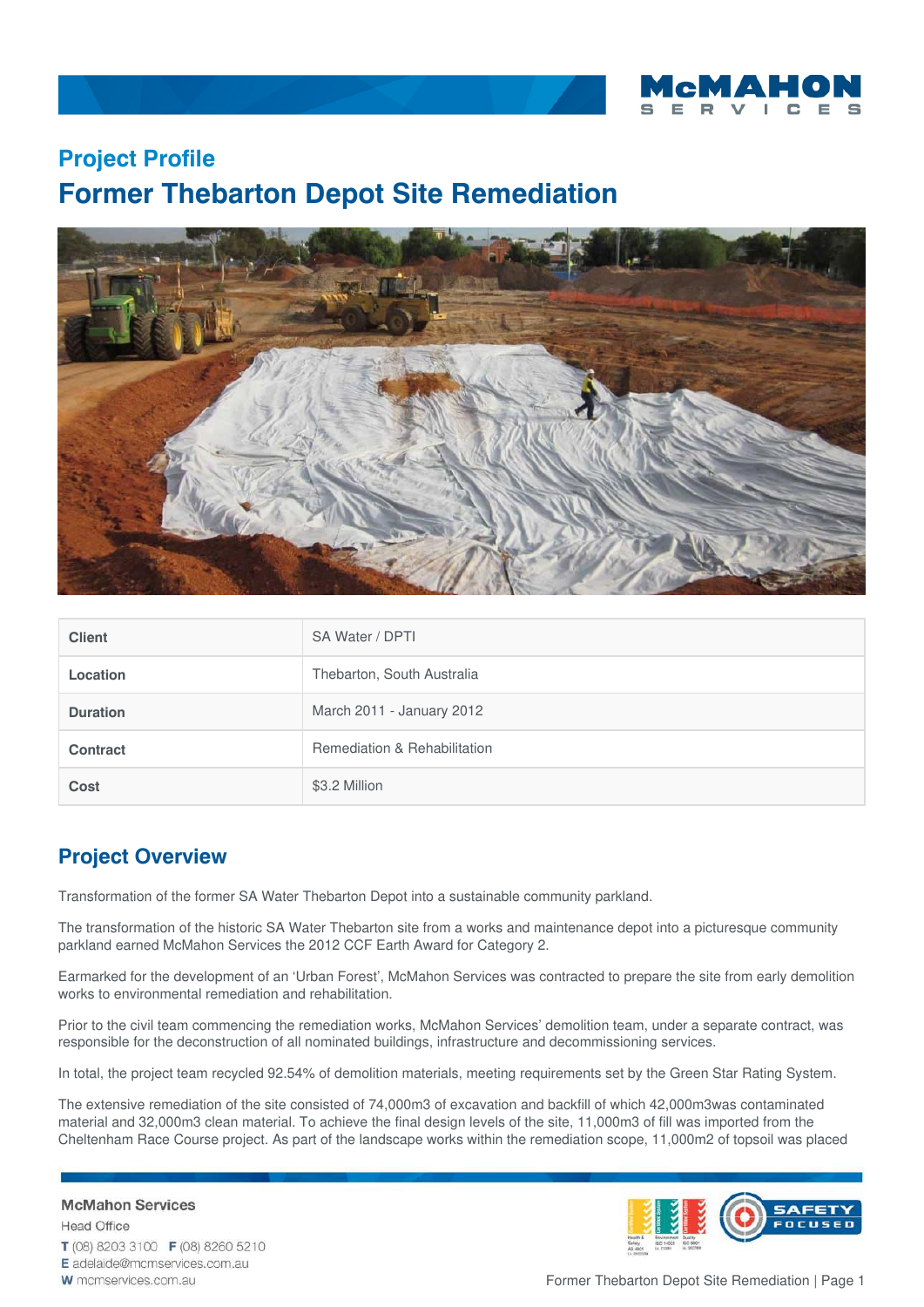## Project Profile

# Former Thebarton Depot Site Remediation

| Client | SA Water / DPTI |
|---|---|
| Location | Thebarton, South Australia |
| Duration | March 2011 - January 2012 |
| Contract | Remediation & Rehabilitation |
| Cost | $3.2 Million |

## Project Overview

Transformation of the former SA Water Thebarton Depot into a sustainable community parkland.

The transformation of the historic SA Water Thebarton site from a works and maintenance depot into a picturesque community parkland earned McMahon Services the 2012 CCF Earth Award for Category 2.

Earmarked for the development of an 'Urban Forest', McMahon Services was contracted to prepare the site from early demolition works to environmental remediation and rehabilitation.

Prior to the civil team commencing the remediation works, McMahon Services' demolition team, under a separate contract, was responsible for the deconstruction of all nominated buildings, infrastructure and decommissioning services.

In total, the project team recycled 92.54% of demolition materials, meeting requirements set by the Green Star Rating System.

The extensive remediation of the site consisted of 74,000m3 of excavation and backfill of which 42,000m3was contaminated material and 32,000m3 clean material. To achieve the final design levels of the site, 11,000m3 of fill was imported from the Cheltenham Race Course project. As part of the landscape works within the remediation scope, 11,000m2 of topsoil was placed

McMahon Services
Head Office
T (08) 8203 3100 F (08) 8260 5210
E adelaide@mcmservices.com.au
W mcmservices.com.au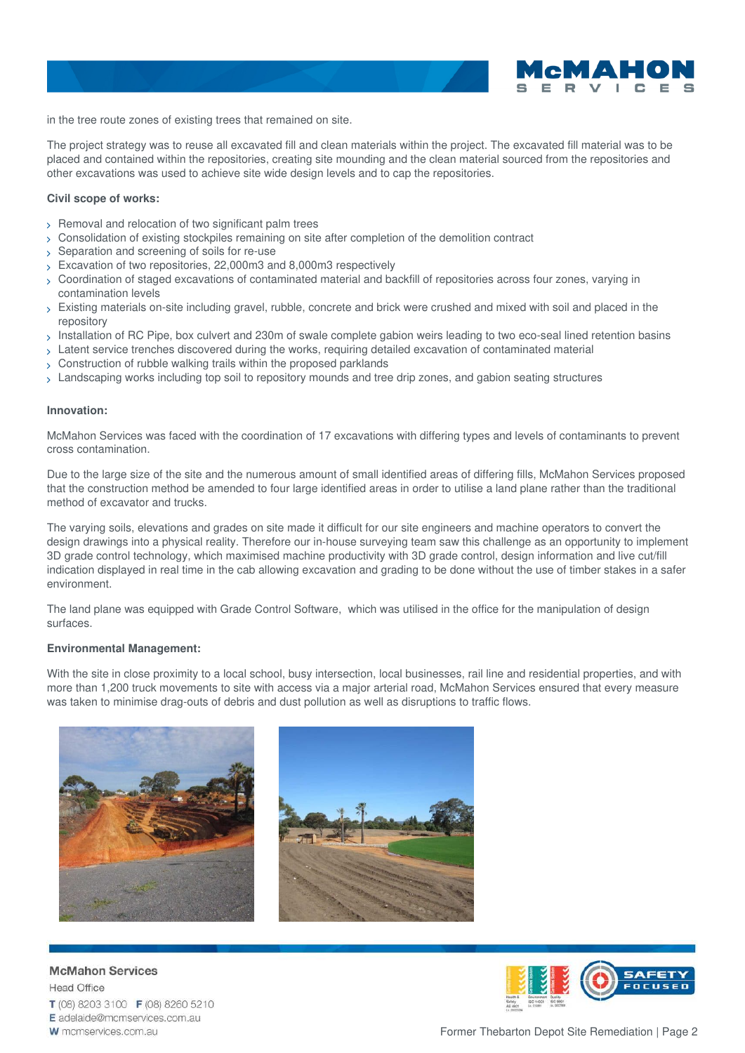in the tree route zones of existing trees that remained on site.

The project strategy was to reuse all excavated fill and clean materials within the project. The excavated fill material was to be placed and contained within the repositories, creating site mounding and the clean material sourced from the repositories and other excavations was used to achieve site wide design levels and to cap the repositories.

**Civil scope of works:**

- Removal and relocation of two significant palm trees
- Consolidation of existing stockpiles remaining on site after completion of the demolition contract
- Separation and screening of soils for re-use
- Excavation of two repositories, 22,000m3 and 8,000m3 respectively
- Coordination of staged excavations of contaminated material and backfill of repositories across four zones, varying in contamination levels
- Existing materials on-site including gravel, rubble, concrete and brick were crushed and mixed with soil and placed in the repository
- Installation of RC Pipe, box culvert and 230m of swale complete gabion weirs leading to two eco-seal lined retention basins
- Latent service trenches discovered during the works, requiring detailed excavation of contaminated material
- Construction of rubble walking trails within the proposed parklands
- Landscaping works including top soil to repository mounds and tree drip zones, and gabion seating structures

**Innovation:**

McMahon Services was faced with the coordination of 17 excavations with differing types and levels of contaminants to prevent cross contamination.

Due to the large size of the site and the numerous amount of small identified areas of differing fills, McMahon Services proposed that the construction method be amended to four large identified areas in order to utilise a land plane rather than the traditional method of excavator and trucks.

The varying soils, elevations and grades on site made it difficult for our site engineers and machine operators to convert the design drawings into a physical reality. Therefore our in-house surveying team saw this challenge as an opportunity to implement 3D grade control technology, which maximised machine productivity with 3D grade control, design information and live cut/fill indication displayed in real time in the cab allowing excavation and grading to be done without the use of timber stakes in a safer environment.

The land plane was equipped with Grade Control Software, which was utilised in the office for the manipulation of design surfaces.

**Environmental Management:**

With the site in close proximity to a local school, busy intersection, local businesses, rail line and residential properties, and with more than 1,200 truck movements to site with access via a major arterial road, McMahon Services ensured that every measure was taken to minimise drag-outs of debris and dust pollution as well as disruptions to traffic flows.